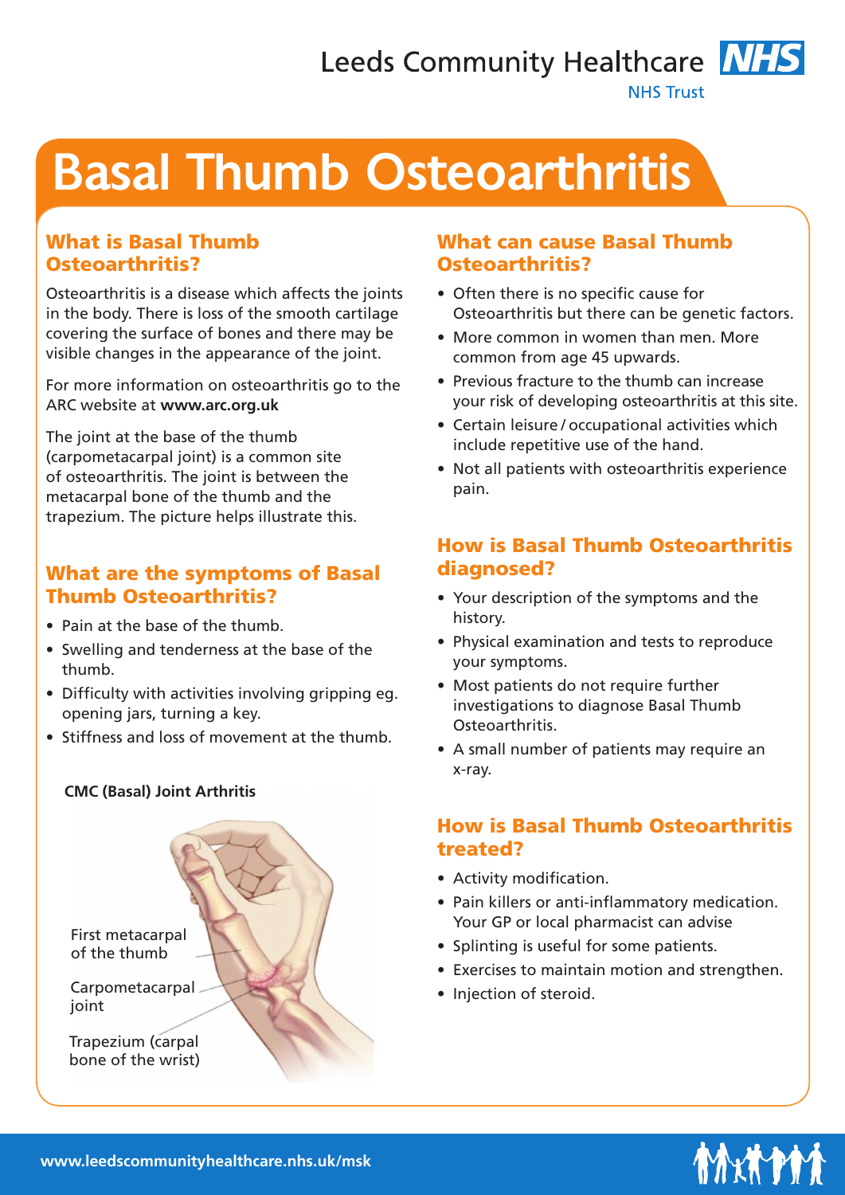# Basal Thumb Osteoarthritis

## What is Basal Thumb Osteoarthritis?

Osteoarthritis is a disease which affects the joints in the body. There is loss of the smooth cartilage covering the surface of bones and there may be visible changes in the appearance of the joint.

For more information on osteoarthritis go to the ARC website at **www.arc.org.uk**

The joint at the base of the thumb (carpometacarpal joint) is a common site of osteoarthritis. The joint is between the metacarpal bone of the thumb and the trapezium. The picture helps illustrate this.

## What are the symptoms of Basal Thumb Osteoarthritis?

- Pain at the base of the thumb.
- Swelling and tenderness at the base of the thumb.
- Difficulty with activities involving gripping eg. opening jars, turning a key.
- Stiffness and loss of movement at the thumb.

**CMC (Basal) Joint Arthritis**

First metacarpal of the thumb

Carpometacarpal joint

Trapezium (carpal bone of the wrist)

## What can cause Basal Thumb Osteoarthritis?

- Often there is no specific cause for Osteoarthritis but there can be genetic factors.
- More common in women than men. More common from age 45 upwards.
- Previous fracture to the thumb can increase your risk of developing osteoarthritis at this site.
- Certain leisure / occupational activities which include repetitive use of the hand.
- Not all patients with osteoarthritis experience pain.

## How is Basal Thumb Osteoarthritis diagnosed?

- Your description of the symptoms and the history.
- Physical examination and tests to reproduce your symptoms.
- Most patients do not require further investigations to diagnose Basal Thumb Osteoarthritis.
- A small number of patients may require an x-ray.

## How is Basal Thumb Osteoarthritis treated?

- Activity modification.
- Pain killers or anti-inflammatory medication. Your GP or local pharmacist can advise
- Splinting is useful for some patients.
- Exercises to maintain motion and strengthen.
- Injection of steroid.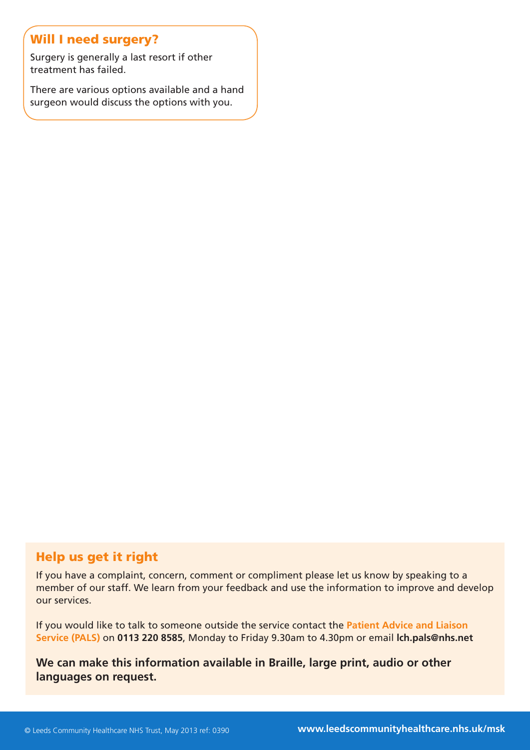## Will I need surgery?

Surgery is generally a last resort if other treatment has failed.

There are various options available and a hand surgeon would discuss the options with you.

## Help us get it right

If you have a complaint, concern, comment or compliment please let us know by speaking to a member of our staff. We learn from your feedback and use the information to improve and develop our services.

If you would like to talk to someone outside the service contact the **Patient Advice and Liaison Service (PALS)** on **0113 220 8585**, Monday to Friday 9.30am to 4.30pm or email **lch.pals@nhs.net**

**We can make this information available in Braille, large print, audio or other languages on request.**

© Leeds Community Healthcare NHS Trust, May 2013 ref: 0390

**www.leedscommunityhealthcare.nhs.uk/msk**